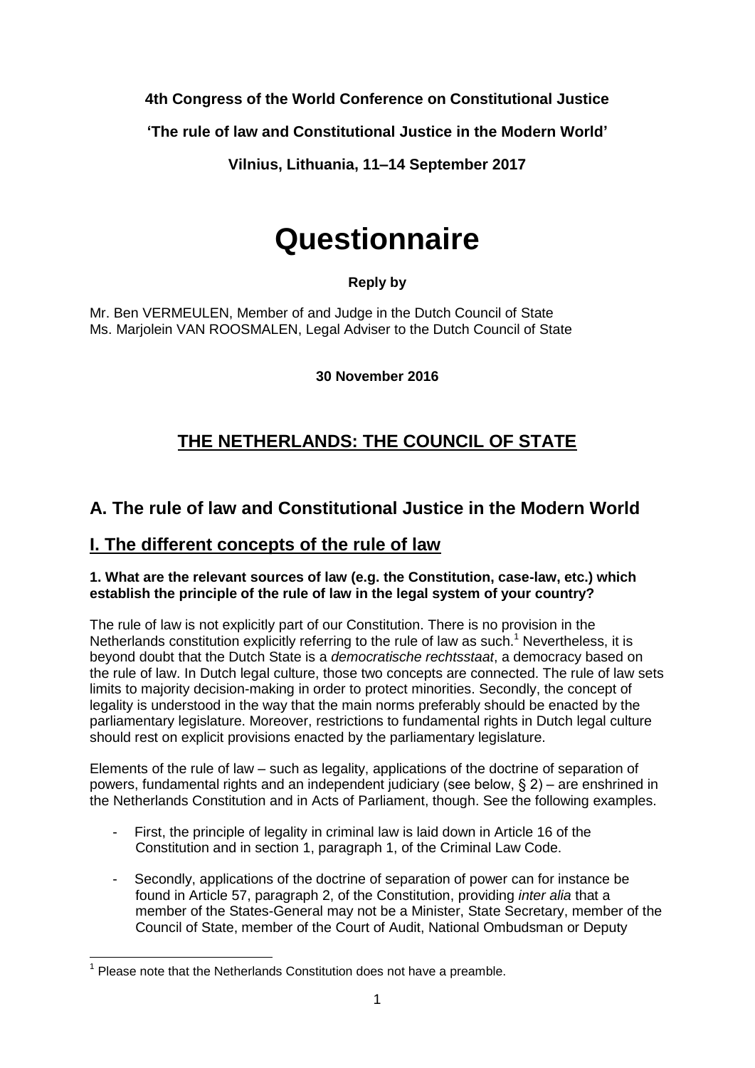**4th Congress of the World Conference on Constitutional Justice**

**'The rule of law and Constitutional Justice in the Modern World'**

**Vilnius, Lithuania, 11–14 September 2017**

# Questionnaire

**Reply by**

Mr. Ben VERMEULEN, Member of and Judge in the Dutch Council of State
Ms. Marjolein VAN ROOSMALEN, Legal Adviser to the Dutch Council of State

**30 November 2016**

## THE NETHERLANDS: THE COUNCIL OF STATE

## A. The rule of law and Constitutional Justice in the Modern World

## I. The different concepts of the rule of law

**1. What are the relevant sources of law (e.g. the Constitution, case-law, etc.) which establish the principle of the rule of law in the legal system of your country?**

The rule of law is not explicitly part of our Constitution. There is no provision in the Netherlands constitution explicitly referring to the rule of law as such.[1] Nevertheless, it is beyond doubt that the Dutch State is a *democratische rechtsstaat*, a democracy based on the rule of law. In Dutch legal culture, those two concepts are connected. The rule of law sets limits to majority decision-making in order to protect minorities. Secondly, the concept of legality is understood in the way that the main norms preferably should be enacted by the parliamentary legislature. Moreover, restrictions to fundamental rights in Dutch legal culture should rest on explicit provisions enacted by the parliamentary legislature.

Elements of the rule of law – such as legality, applications of the doctrine of separation of powers, fundamental rights and an independent judiciary (see below, § 2) – are enshrined in the Netherlands Constitution and in Acts of Parliament, though. See the following examples.

- First, the principle of legality in criminal law is laid down in Article 16 of the Constitution and in section 1, paragraph 1, of the Criminal Law Code.
- Secondly, applications of the doctrine of separation of power can for instance be found in Article 57, paragraph 2, of the Constitution, providing *inter alia* that a member of the States-General may not be a Minister, State Secretary, member of the Council of State, member of the Court of Audit, National Ombudsman or Deputy

[1] Please note that the Netherlands Constitution does not have a preamble.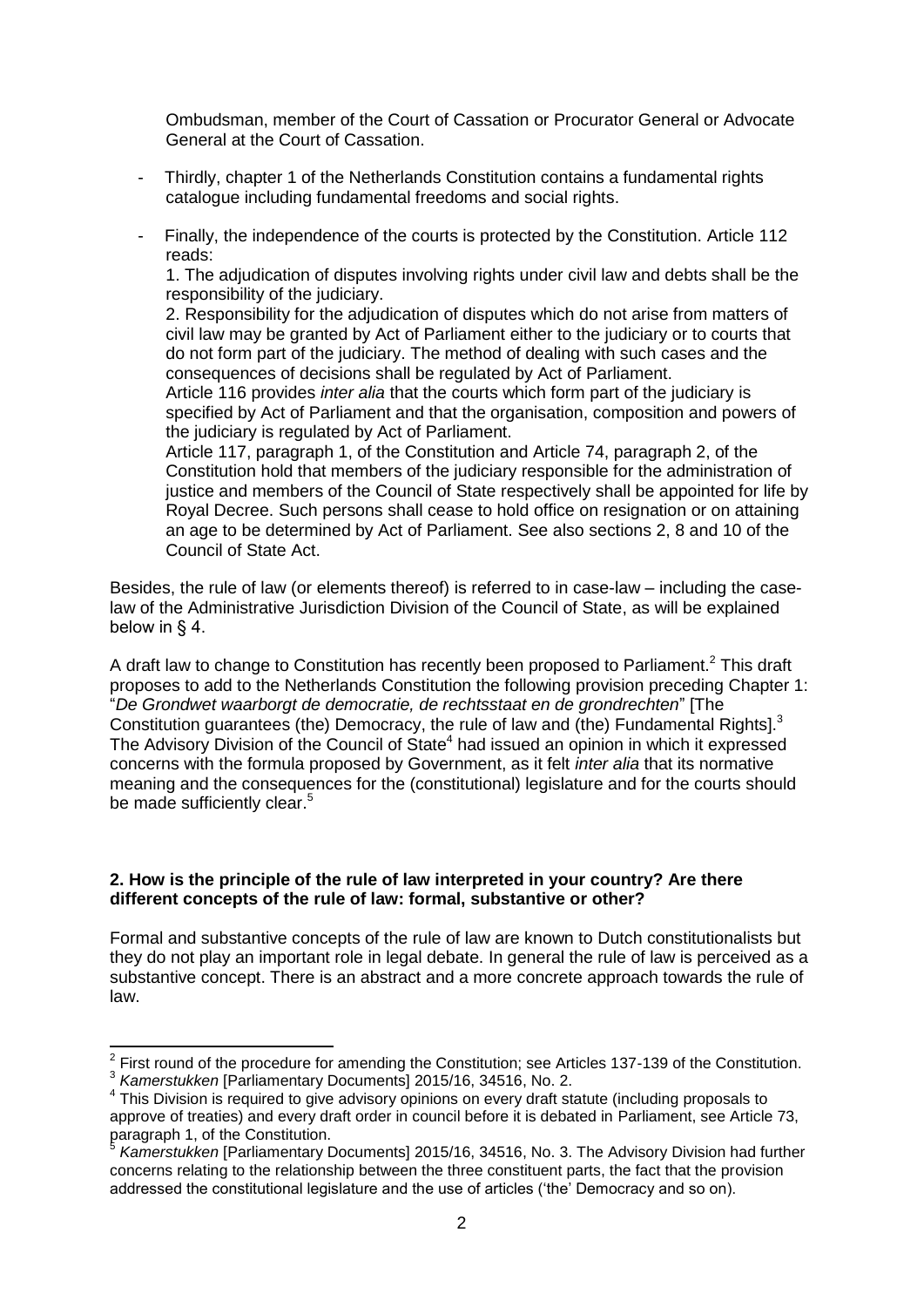Ombudsman, member of the Court of Cassation or Procurator General or Advocate General at the Court of Cassation.

- Thirdly, chapter 1 of the Netherlands Constitution contains a fundamental rights catalogue including fundamental freedoms and social rights.

- Finally, the independence of the courts is protected by the Constitution. Article 112 reads:
  1. The adjudication of disputes involving rights under civil law and debts shall be the responsibility of the judiciary.
  2. Responsibility for the adjudication of disputes which do not arise from matters of civil law may be granted by Act of Parliament either to the judiciary or to courts that do not form part of the judiciary. The method of dealing with such cases and the consequences of decisions shall be regulated by Act of Parliament.

  Article 116 provides *inter alia* that the courts which form part of the judiciary is specified by Act of Parliament and that the organisation, composition and powers of the judiciary is regulated by Act of Parliament.

  Article 117, paragraph 1, of the Constitution and Article 74, paragraph 2, of the Constitution hold that members of the judiciary responsible for the administration of justice and members of the Council of State respectively shall be appointed for life by Royal Decree. Such persons shall cease to hold office on resignation or on attaining an age to be determined by Act of Parliament. See also sections 2, 8 and 10 of the Council of State Act.

Besides, the rule of law (or elements thereof) is referred to in case-law – including the case-law of the Administrative Jurisdiction Division of the Council of State, as will be explained below in § 4.

A draft law to change to Constitution has recently been proposed to Parliament.[2] This draft proposes to add to the Netherlands Constitution the following provision preceding Chapter 1: "*De Grondwet waarborgt de democratie, de rechtsstaat en de grondrechten*" [The Constitution guarantees (the) Democracy, the rule of law and (the) Fundamental Rights].[3] The Advisory Division of the Council of State[4] had issued an opinion in which it expressed concerns with the formula proposed by Government, as it felt *inter alia* that its normative meaning and the consequences for the (constitutional) legislature and for the courts should be made sufficiently clear.[5]

**2. How is the principle of the rule of law interpreted in your country? Are there different concepts of the rule of law: formal, substantive or other?**

Formal and substantive concepts of the rule of law are known to Dutch constitutionalists but they do not play an important role in legal debate. In general the rule of law is perceived as a substantive concept. There is an abstract and a more concrete approach towards the rule of law.

---

[2] First round of the procedure for amending the Constitution; see Articles 137-139 of the Constitution.

[3] *Kamerstukken* [Parliamentary Documents] 2015/16, 34516, No. 2.

[4] This Division is required to give advisory opinions on every draft statute (including proposals to approve of treaties) and every draft order in council before it is debated in Parliament, see Article 73, paragraph 1, of the Constitution.

[5] *Kamerstukken* [Parliamentary Documents] 2015/16, 34516, No. 3. The Advisory Division had further concerns relating to the relationship between the three constituent parts, the fact that the provision addressed the constitutional legislature and the use of articles ('the' Democracy and so on).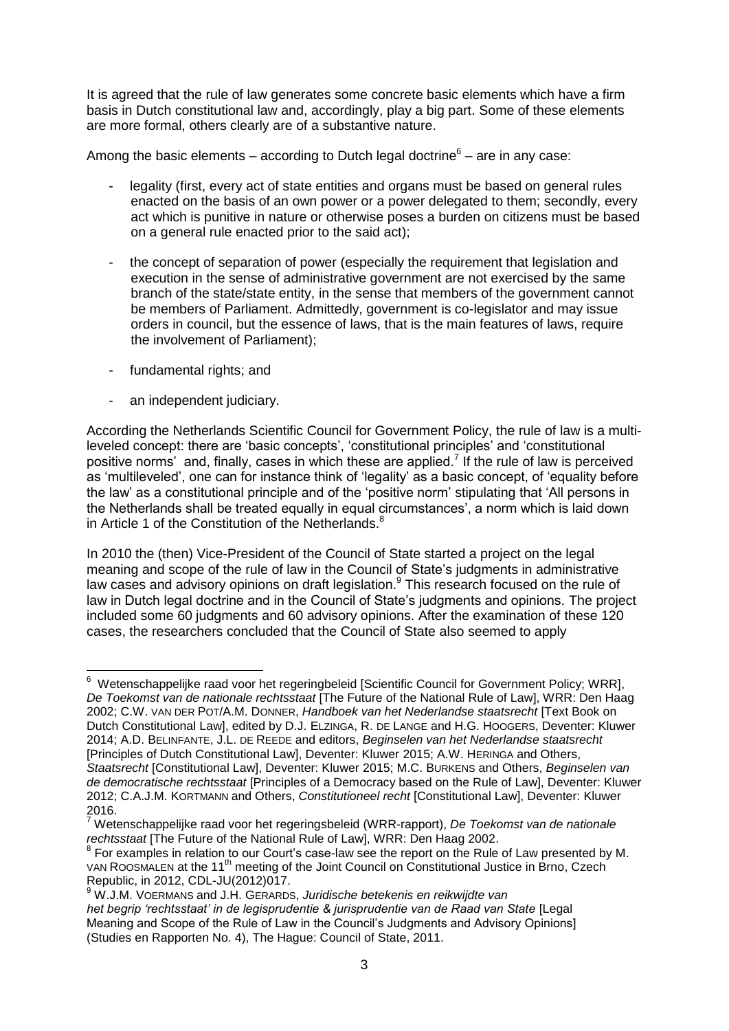It is agreed that the rule of law generates some concrete basic elements which have a firm basis in Dutch constitutional law and, accordingly, play a big part. Some of these elements are more formal, others clearly are of a substantive nature.

Among the basic elements – according to Dutch legal doctrine[6] – are in any case:

- legality (first, every act of state entities and organs must be based on general rules enacted on the basis of an own power or a power delegated to them; secondly, every act which is punitive in nature or otherwise poses a burden on citizens must be based on a general rule enacted prior to the said act);
- the concept of separation of power (especially the requirement that legislation and execution in the sense of administrative government are not exercised by the same branch of the state/state entity, in the sense that members of the government cannot be members of Parliament. Admittedly, government is co-legislator and may issue orders in council, but the essence of laws, that is the main features of laws, require the involvement of Parliament);
- fundamental rights; and
- an independent judiciary.

According the Netherlands Scientific Council for Government Policy, the rule of law is a multi-leveled concept: there are 'basic concepts', 'constitutional principles' and 'constitutional positive norms' and, finally, cases in which these are applied.[7] If the rule of law is perceived as 'multileveled', one can for instance think of 'legality' as a basic concept, of 'equality before the law' as a constitutional principle and of the 'positive norm' stipulating that 'All persons in the Netherlands shall be treated equally in equal circumstances', a norm which is laid down in Article 1 of the Constitution of the Netherlands.[8]

In 2010 the (then) Vice-President of the Council of State started a project on the legal meaning and scope of the rule of law in the Council of State's judgments in administrative law cases and advisory opinions on draft legislation.[9] This research focused on the rule of law in Dutch legal doctrine and in the Council of State's judgments and opinions. The project included some 60 judgments and 60 advisory opinions. After the examination of these 120 cases, the researchers concluded that the Council of State also seemed to apply

---

[6] Wetenschappelijke raad voor het regeringbeleid [Scientific Council for Government Policy; WRR], *De Toekomst van de nationale rechtsstaat* [The Future of the National Rule of Law], WRR: Den Haag 2002; C.W. VAN DER POT/A.M. DONNER, *Handboek van het Nederlandse staatsrecht* [Text Book on Dutch Constitutional Law], edited by D.J. ELZINGA, R. DE LANGE and H.G. HOOGERS, Deventer: Kluwer 2014; A.D. BELINFANTE, J.L. DE REEDE and editors, *Beginselen van het Nederlandse staatsrecht* [Principles of Dutch Constitutional Law], Deventer: Kluwer 2015; A.W. HERINGA and Others, *Staatsrecht* [Constitutional Law], Deventer: Kluwer 2015; M.C. BURKENS and Others, *Beginselen van de democratische rechtsstaat* [Principles of a Democracy based on the Rule of Law], Deventer: Kluwer 2012; C.A.J.M. KORTMANN and Others, *Constitutioneel recht* [Constitutional Law], Deventer: Kluwer 2016.

[7] Wetenschappelijke raad voor het regeringsbeleid (WRR-rapport), *De Toekomst van de nationale rechtsstaat* [The Future of the National Rule of Law], WRR: Den Haag 2002.

[8] For examples in relation to our Court's case-law see the report on the Rule of Law presented by M. VAN ROOSMALEN at the 11th meeting of the Joint Council on Constitutional Justice in Brno, Czech Republic, in 2012, CDL-JU(2012)017.

[9] W.J.M. VOERMANS and J.H. GERARDS, *Juridische betekenis en reikwijdte van het begrip 'rechtsstaat' in de legisprudentie & jurisprudentie van de Raad van State* [Legal Meaning and Scope of the Rule of Law in the Council's Judgments and Advisory Opinions] (Studies en Rapporten No. 4), The Hague: Council of State, 2011.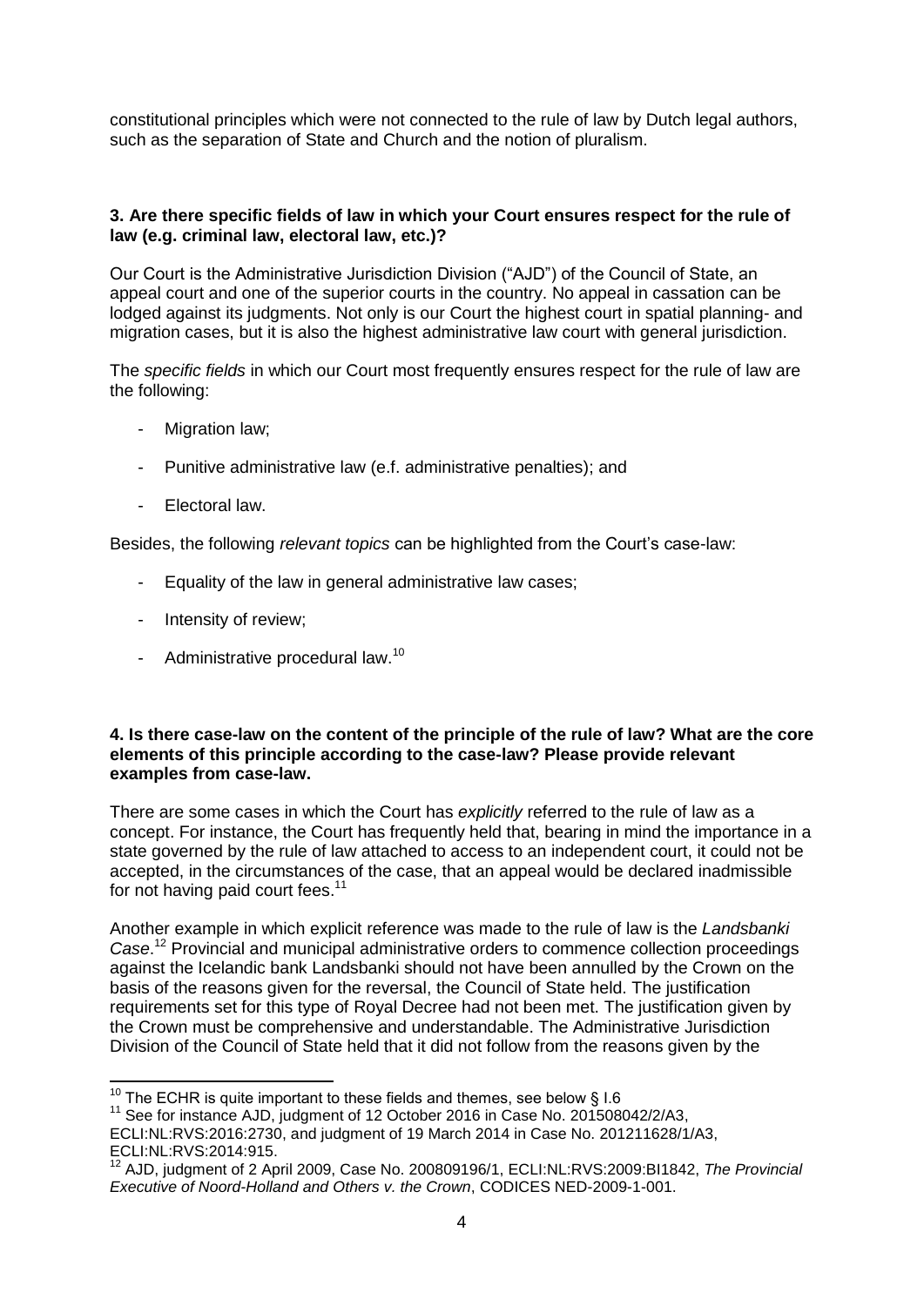constitutional principles which were not connected to the rule of law by Dutch legal authors, such as the separation of State and Church and the notion of pluralism.

### 3. Are there specific fields of law in which your Court ensures respect for the rule of law (e.g. criminal law, electoral law, etc.)?

Our Court is the Administrative Jurisdiction Division ("AJD") of the Council of State, an appeal court and one of the superior courts in the country. No appeal in cassation can be lodged against its judgments. Not only is our Court the highest court in spatial planning- and migration cases, but it is also the highest administrative law court with general jurisdiction.

The *specific fields* in which our Court most frequently ensures respect for the rule of law are the following:

- Migration law;
- Punitive administrative law (e.f. administrative penalties); and
- Electoral law.

Besides, the following *relevant topics* can be highlighted from the Court's case-law:

- Equality of the law in general administrative law cases;
- Intensity of review;
- Administrative procedural law.[10]

### 4. Is there case-law on the content of the principle of the rule of law? What are the core elements of this principle according to the case-law? Please provide relevant examples from case-law.

There are some cases in which the Court has *explicitly* referred to the rule of law as a concept. For instance, the Court has frequently held that, bearing in mind the importance in a state governed by the rule of law attached to access to an independent court, it could not be accepted, in the circumstances of the case, that an appeal would be declared inadmissible for not having paid court fees.[11]

Another example in which explicit reference was made to the rule of law is the *Landsbanki Case*.[12] Provincial and municipal administrative orders to commence collection proceedings against the Icelandic bank Landsbanki should not have been annulled by the Crown on the basis of the reasons given for the reversal, the Council of State held. The justification requirements set for this type of Royal Decree had not been met. The justification given by the Crown must be comprehensive and understandable. The Administrative Jurisdiction Division of the Council of State held that it did not follow from the reasons given by the

---

[10] The ECHR is quite important to these fields and themes, see below § I.6

[11] See for instance AJD, judgment of 12 October 2016 in Case No. 201508042/2/A3, ECLI:NL:RVS:2016:2730, and judgment of 19 March 2014 in Case No. 201211628/1/A3, ECLI:NL:RVS:2014:915.

[12] AJD, judgment of 2 April 2009, Case No. 200809196/1, ECLI:NL:RVS:2009:BI1842, *The Provincial Executive of Noord-Holland and Others v. the Crown*, CODICES NED-2009-1-001.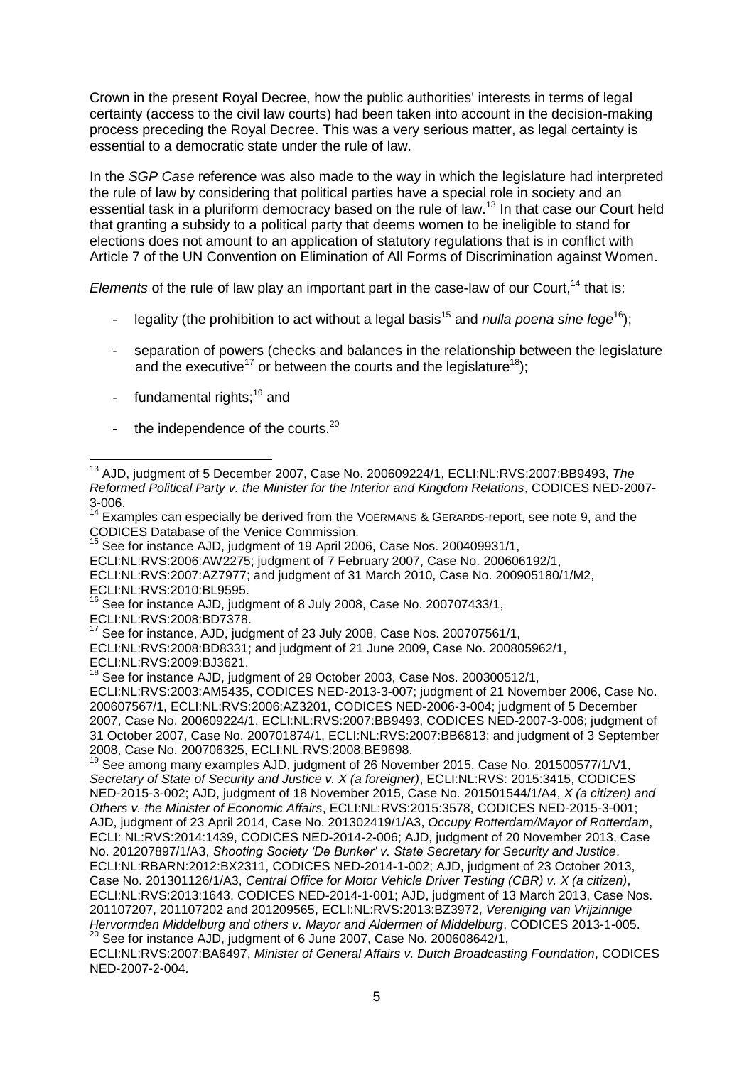Crown in the present Royal Decree, how the public authorities' interests in terms of legal certainty (access to the civil law courts) had been taken into account in the decision-making process preceding the Royal Decree. This was a very serious matter, as legal certainty is essential to a democratic state under the rule of law.

In the *SGP Case* reference was also made to the way in which the legislature had interpreted the rule of law by considering that political parties have a special role in society and an essential task in a pluriform democracy based on the rule of law.[13] In that case our Court held that granting a subsidy to a political party that deems women to be ineligible to stand for elections does not amount to an application of statutory regulations that is in conflict with Article 7 of the UN Convention on Elimination of All Forms of Discrimination against Women.

*Elements* of the rule of law play an important part in the case-law of our Court,[14] that is:

- legality (the prohibition to act without a legal basis[15] and *nulla poena sine lege*[16]);
- separation of powers (checks and balances in the relationship between the legislature and the executive[17] or between the courts and the legislature[18]);
- fundamental rights;[19] and
- the independence of the courts.[20]

---

[13] AJD, judgment of 5 December 2007, Case No. 200609224/1, ECLI:NL:RVS:2007:BB9493, *The Reformed Political Party v. the Minister for the Interior and Kingdom Relations*, CODICES NED-2007-3-006.

[14] Examples can especially be derived from the VOERMANS & GERARDS-report, see note 9, and the CODICES Database of the Venice Commission.

[15] See for instance AJD, judgment of 19 April 2006, Case Nos. 200409931/1, ECLI:NL:RVS:2006:AW2275; judgment of 7 February 2007, Case No. 200606192/1, ECLI:NL:RVS:2007:AZ7977; and judgment of 31 March 2010, Case No. 200905180/1/M2, ECLI:NL:RVS:2010:BL9595.

[16] See for instance AJD, judgment of 8 July 2008, Case No. 200707433/1, ECLI:NL:RVS:2008:BD7378.

[17] See for instance, AJD, judgment of 23 July 2008, Case Nos. 200707561/1, ECLI:NL:RVS:2008:BD8331; and judgment of 21 June 2009, Case No. 200805962/1, ECLI:NL:RVS:2009:BJ3621.

[18] See for instance AJD, judgment of 29 October 2003, Case Nos. 200300512/1, ECLI:NL:RVS:2003:AM5435, CODICES NED-2013-3-007; judgment of 21 November 2006, Case No. 200607567/1, ECLI:NL:RVS:2006:AZ3201, CODICES NED-2006-3-004; judgment of 5 December 2007, Case No. 200609224/1, ECLI:NL:RVS:2007:BB9493, CODICES NED-2007-3-006; judgment of 31 October 2007, Case No. 200701874/1, ECLI:NL:RVS:2007:BB6813; and judgment of 3 September 2008, Case No. 200706325, ECLI:NL:RVS:2008:BE9698.

[19] See among many examples AJD, judgment of 26 November 2015, Case No. 201500577/1/V1, *Secretary of State of Security and Justice v. X (a foreigner)*, ECLI:NL:RVS: 2015:3415, CODICES NED-2015-3-002; AJD, judgment of 18 November 2015, Case No. 201501544/1/A4, *X (a citizen) and Others v. the Minister of Economic Affairs*, ECLI:NL:RVS:2015:3578, CODICES NED-2015-3-001; AJD, judgment of 23 April 2014, Case No. 201302419/1/A3, *Occupy Rotterdam/Mayor of Rotterdam*, ECLI: NL:RVS:2014:1439, CODICES NED-2014-2-006; AJD, judgment of 20 November 2013, Case No. 201207897/1/A3, *Shooting Society 'De Bunker' v. State Secretary for Security and Justice*, ECLI:NL:RBARN:2012:BX2311, CODICES NED-2014-1-002; AJD, judgment of 23 October 2013, Case No. 201301126/1/A3, *Central Office for Motor Vehicle Driver Testing (CBR) v. X (a citizen)*, ECLI:NL:RVS:2013:1643, CODICES NED-2014-1-001; AJD, judgment of 13 March 2013, Case Nos. 201107207, 201107202 and 201209565, ECLI:NL:RVS:2013:BZ3972, *Vereniging van Vrijzinnige Hervormden Middelburg and others v. Mayor and Aldermen of Middelburg*, CODICES 2013-1-005.

[20] See for instance AJD, judgment of 6 June 2007, Case No. 200608642/1, ECLI:NL:RVS:2007:BA6497, *Minister of General Affairs v. Dutch Broadcasting Foundation*, CODICES NED-2007-2-004.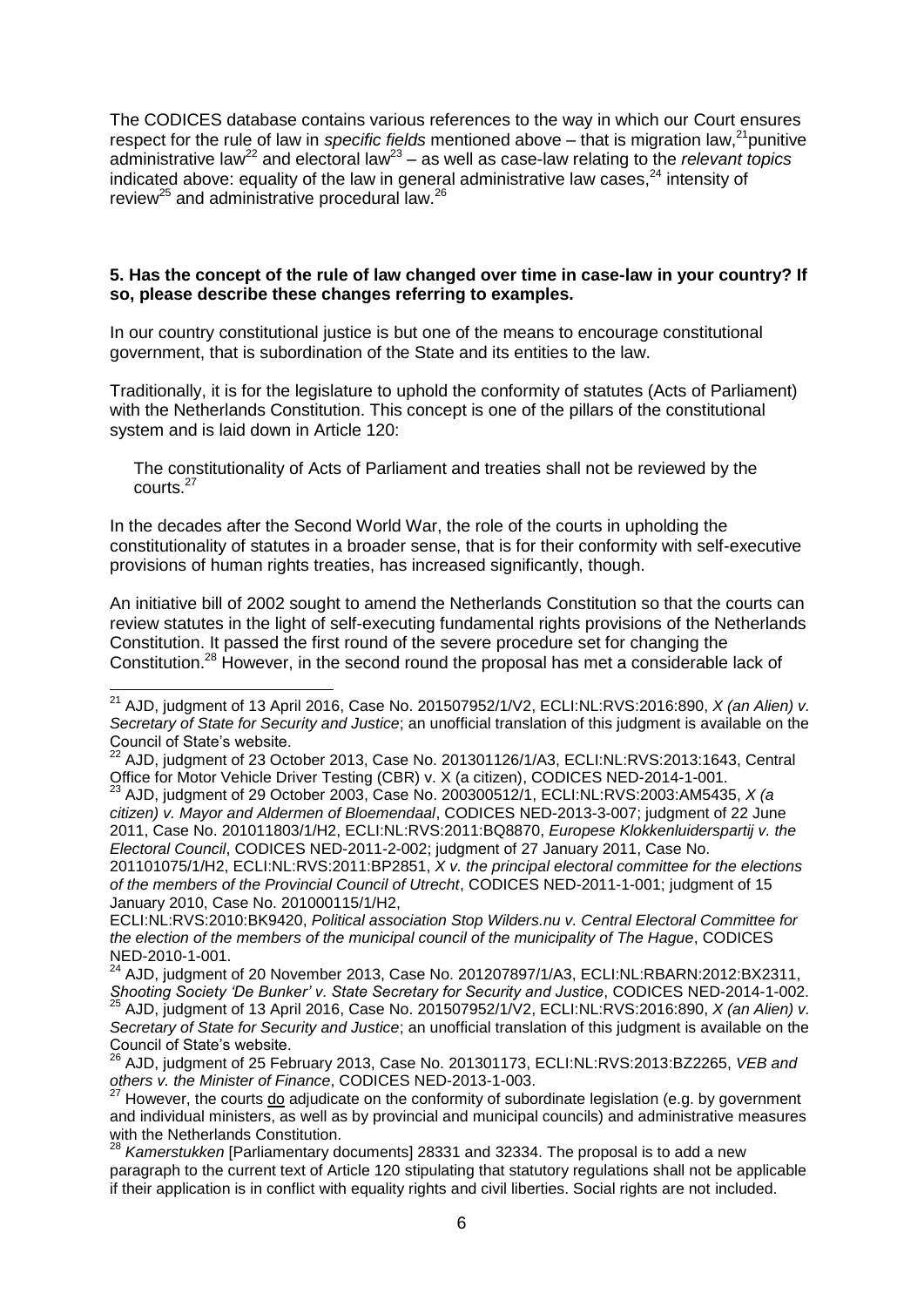The CODICES database contains various references to the way in which our Court ensures respect for the rule of law in *specific fields* mentioned above – that is migration law,[21] punitive administrative law[22] and electoral law[23] – as well as case-law relating to the *relevant topics* indicated above: equality of the law in general administrative law cases,[24] intensity of review[25] and administrative procedural law.[26]

**5. Has the concept of the rule of law changed over time in case-law in your country? If so, please describe these changes referring to examples.**

In our country constitutional justice is but one of the means to encourage constitutional government, that is subordination of the State and its entities to the law.

Traditionally, it is for the legislature to uphold the conformity of statutes (Acts of Parliament) with the Netherlands Constitution. This concept is one of the pillars of the constitutional system and is laid down in Article 120:

> The constitutionality of Acts of Parliament and treaties shall not be reviewed by the courts.[27]

In the decades after the Second World War, the role of the courts in upholding the constitutionality of statutes in a broader sense, that is for their conformity with self-executive provisions of human rights treaties, has increased significantly, though.

An initiative bill of 2002 sought to amend the Netherlands Constitution so that the courts can review statutes in the light of self-executing fundamental rights provisions of the Netherlands Constitution. It passed the first round of the severe procedure set for changing the Constitution.[28] However, in the second round the proposal has met a considerable lack of

---

[21] AJD, judgment of 13 April 2016, Case No. 201507952/1/V2, ECLI:NL:RVS:2016:890, *X (an Alien) v. Secretary of State for Security and Justice*; an unofficial translation of this judgment is available on the Council of State's website.

[22] AJD, judgment of 23 October 2013, Case No. 201301126/1/A3, ECLI:NL:RVS:2013:1643, Central Office for Motor Vehicle Driver Testing (CBR) v. X (a citizen), CODICES NED-2014-1-001.

[23] AJD, judgment of 29 October 2003, Case No. 200300512/1, ECLI:NL:RVS:2003:AM5435, *X (a citizen) v. Mayor and Aldermen of Bloemendaal*, CODICES NED-2013-3-007; judgment of 22 June 2011, Case No. 201011803/1/H2, ECLI:NL:RVS:2011:BQ8870, *Europese Klokkenluiderspartij v. the Electoral Council*, CODICES NED-2011-2-002; judgment of 27 January 2011, Case No. 201101075/1/H2, ECLI:NL:RVS:2011:BP2851, *X v. the principal electoral committee for the elections of the members of the Provincial Council of Utrecht*, CODICES NED-2011-1-001; judgment of 15 January 2010, Case No. 201000115/1/H2, ECLI:NL:RVS:2010:BK9420, *Political association Stop Wilders.nu v. Central Electoral Committee for the election of the members of the municipal council of the municipality of The Hague*, CODICES NED-2010-1-001.

[24] AJD, judgment of 20 November 2013, Case No. 201207897/1/A3, ECLI:NL:RBARN:2012:BX2311, *Shooting Society 'De Bunker' v. State Secretary for Security and Justice*, CODICES NED-2014-1-002.

[25] AJD, judgment of 13 April 2016, Case No. 201507952/1/V2, ECLI:NL:RVS:2016:890, *X (an Alien) v. Secretary of State for Security and Justice*; an unofficial translation of this judgment is available on the Council of State's website.

[26] AJD, judgment of 25 February 2013, Case No. 201301173, ECLI:NL:RVS:2013:BZ2265, *VEB and others v. the Minister of Finance*, CODICES NED-2013-1-003.

[27] However, the courts do adjudicate on the conformity of subordinate legislation (e.g. by government and individual ministers, as well as by provincial and municipal councils) and administrative measures with the Netherlands Constitution.

[28] *Kamerstukken* [Parliamentary documents] 28331 and 32334. The proposal is to add a new paragraph to the current text of Article 120 stipulating that statutory regulations shall not be applicable if their application is in conflict with equality rights and civil liberties. Social rights are not included.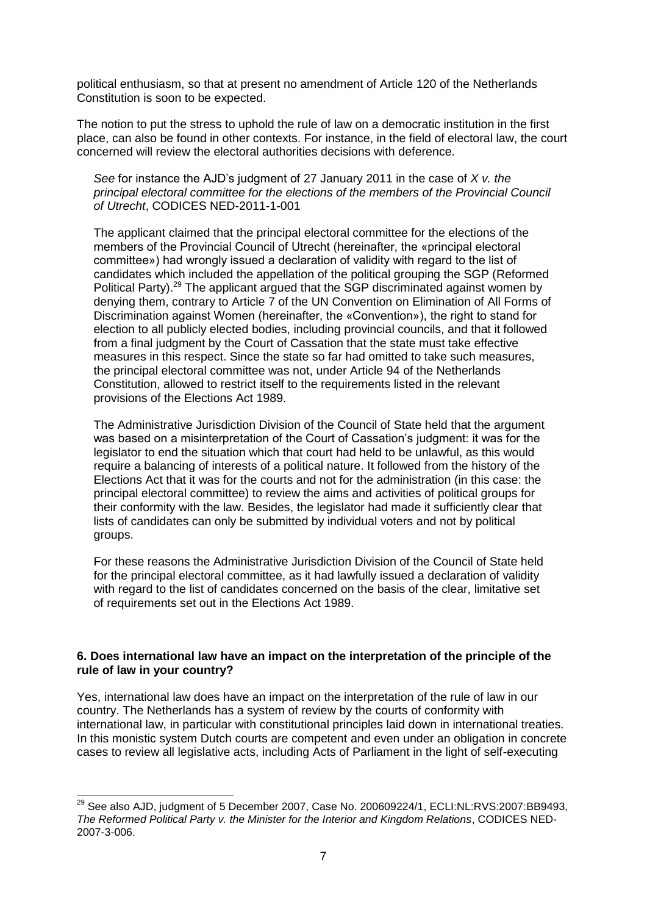political enthusiasm, so that at present no amendment of Article 120 of the Netherlands Constitution is soon to be expected.

The notion to put the stress to uphold the rule of law on a democratic institution in the first place, can also be found in other contexts. For instance, in the field of electoral law, the court concerned will review the electoral authorities decisions with deference.

> *See* for instance the AJD's judgment of 27 January 2011 in the case of *X v. the principal electoral committee for the elections of the members of the Provincial Council of Utrecht*, CODICES NED-2011-1-001
>
> The applicant claimed that the principal electoral committee for the elections of the members of the Provincial Council of Utrecht (hereinafter, the «principal electoral committee») had wrongly issued a declaration of validity with regard to the list of candidates which included the appellation of the political grouping the SGP (Reformed Political Party).[29] The applicant argued that the SGP discriminated against women by denying them, contrary to Article 7 of the UN Convention on Elimination of All Forms of Discrimination against Women (hereinafter, the «Convention»), the right to stand for election to all publicly elected bodies, including provincial councils, and that it followed from a final judgment by the Court of Cassation that the state must take effective measures in this respect. Since the state so far had omitted to take such measures, the principal electoral committee was not, under Article 94 of the Netherlands Constitution, allowed to restrict itself to the requirements listed in the relevant provisions of the Elections Act 1989.
>
> The Administrative Jurisdiction Division of the Council of State held that the argument was based on a misinterpretation of the Court of Cassation's judgment: it was for the legislator to end the situation which that court had held to be unlawful, as this would require a balancing of interests of a political nature. It followed from the history of the Elections Act that it was for the courts and not for the administration (in this case: the principal electoral committee) to review the aims and activities of political groups for their conformity with the law. Besides, the legislator had made it sufficiently clear that lists of candidates can only be submitted by individual voters and not by political groups.
>
> For these reasons the Administrative Jurisdiction Division of the Council of State held for the principal electoral committee, as it had lawfully issued a declaration of validity with regard to the list of candidates concerned on the basis of the clear, limitative set of requirements set out in the Elections Act 1989.

### 6. Does international law have an impact on the interpretation of the principle of the rule of law in your country?

Yes, international law does have an impact on the interpretation of the rule of law in our country. The Netherlands has a system of review by the courts of conformity with international law, in particular with constitutional principles laid down in international treaties. In this monistic system Dutch courts are competent and even under an obligation in concrete cases to review all legislative acts, including Acts of Parliament in the light of self-executing

---

[29] See also AJD, judgment of 5 December 2007, Case No. 200609224/1, ECLI:NL:RVS:2007:BB9493, *The Reformed Political Party v. the Minister for the Interior and Kingdom Relations*, CODICES NED-2007-3-006.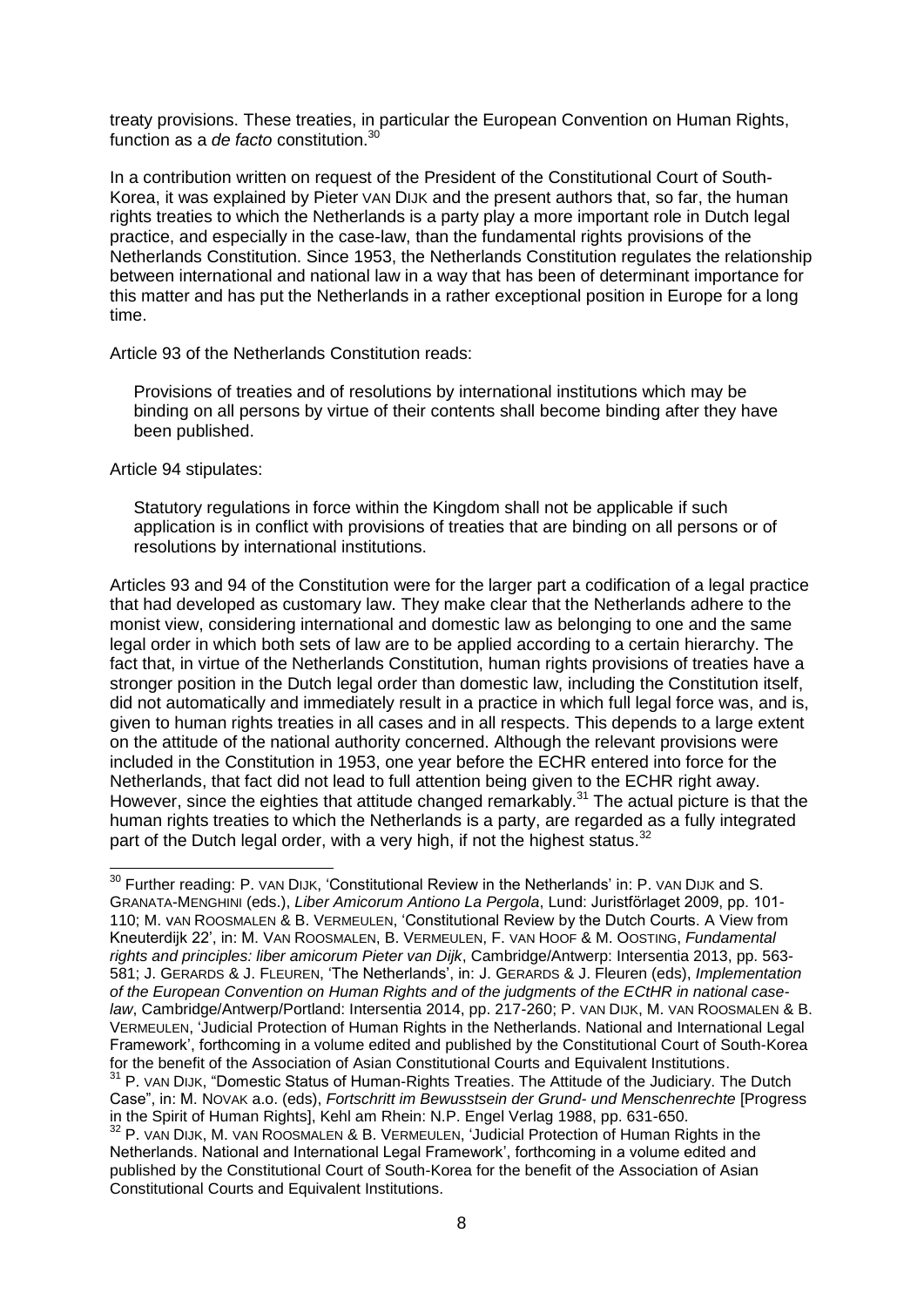treaty provisions. These treaties, in particular the European Convention on Human Rights, function as a *de facto* constitution.[30]

In a contribution written on request of the President of the Constitutional Court of South-Korea, it was explained by Pieter VAN DIJK and the present authors that, so far, the human rights treaties to which the Netherlands is a party play a more important role in Dutch legal practice, and especially in the case-law, than the fundamental rights provisions of the Netherlands Constitution. Since 1953, the Netherlands Constitution regulates the relationship between international and national law in a way that has been of determinant importance for this matter and has put the Netherlands in a rather exceptional position in Europe for a long time.

Article 93 of the Netherlands Constitution reads:

> Provisions of treaties and of resolutions by international institutions which may be binding on all persons by virtue of their contents shall become binding after they have been published.

Article 94 stipulates:

> Statutory regulations in force within the Kingdom shall not be applicable if such application is in conflict with provisions of treaties that are binding on all persons or of resolutions by international institutions.

Articles 93 and 94 of the Constitution were for the larger part a codification of a legal practice that had developed as customary law. They make clear that the Netherlands adhere to the monist view, considering international and domestic law as belonging to one and the same legal order in which both sets of law are to be applied according to a certain hierarchy. The fact that, in virtue of the Netherlands Constitution, human rights provisions of treaties have a stronger position in the Dutch legal order than domestic law, including the Constitution itself, did not automatically and immediately result in a practice in which full legal force was, and is, given to human rights treaties in all cases and in all respects. This depends to a large extent on the attitude of the national authority concerned. Although the relevant provisions were included in the Constitution in 1953, one year before the ECHR entered into force for the Netherlands, that fact did not lead to full attention being given to the ECHR right away. However, since the eighties that attitude changed remarkably.[31] The actual picture is that the human rights treaties to which the Netherlands is a party, are regarded as a fully integrated part of the Dutch legal order, with a very high, if not the highest status.[32]

---

[30] Further reading: P. VAN DIJK, 'Constitutional Review in the Netherlands' in: P. VAN DIJK and S. GRANATA-MENGHINI (eds.), *Liber Amicorum Antiono La Pergola*, Lund: Juristförlaget 2009, pp. 101-110; M. VAN ROOSMALEN & B. VERMEULEN, 'Constitutional Review by the Dutch Courts. A View from Kneuterdijk 22', in: M. VAN ROOSMALEN, B. VERMEULEN, F. VAN HOOF & M. OOSTING, *Fundamental rights and principles: liber amicorum Pieter van Dijk*, Cambridge/Antwerp: Intersentia 2013, pp. 563-581; J. GERARDS & J. FLEUREN, 'The Netherlands', in: J. GERARDS & J. Fleuren (eds), *Implementation of the European Convention on Human Rights and of the judgments of the ECtHR in national case-law*, Cambridge/Antwerp/Portland: Intersentia 2014, pp. 217-260; P. VAN DIJK, M. VAN ROOSMALEN & B. VERMEULEN, 'Judicial Protection of Human Rights in the Netherlands. National and International Legal Framework', forthcoming in a volume edited and published by the Constitutional Court of South-Korea for the benefit of the Association of Asian Constitutional Courts and Equivalent Institutions.

[31] P. VAN DIJK, "Domestic Status of Human-Rights Treaties. The Attitude of the Judiciary. The Dutch Case", in: M. NOVAK a.o. (eds), *Fortschritt im Bewusstsein der Grund- und Menschenrechte* [Progress in the Spirit of Human Rights], Kehl am Rhein: N.P. Engel Verlag 1988, pp. 631-650.

[32] P. VAN DIJK, M. VAN ROOSMALEN & B. VERMEULEN, 'Judicial Protection of Human Rights in the Netherlands. National and International Legal Framework', forthcoming in a volume edited and published by the Constitutional Court of South-Korea for the benefit of the Association of Asian Constitutional Courts and Equivalent Institutions.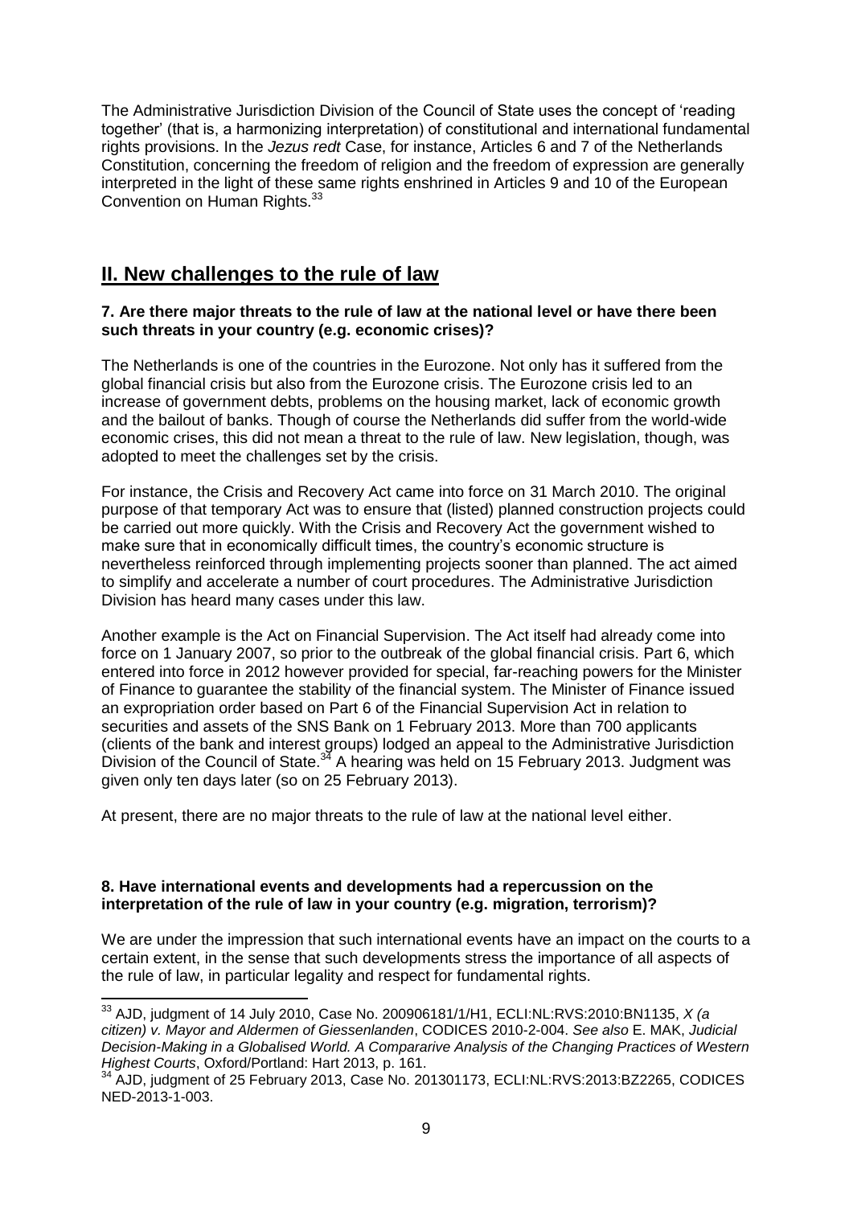The Administrative Jurisdiction Division of the Council of State uses the concept of 'reading together' (that is, a harmonizing interpretation) of constitutional and international fundamental rights provisions. In the *Jezus redt* Case, for instance, Articles 6 and 7 of the Netherlands Constitution, concerning the freedom of religion and the freedom of expression are generally interpreted in the light of these same rights enshrined in Articles 9 and 10 of the European Convention on Human Rights.[33]

## II. New challenges to the rule of law

**7. Are there major threats to the rule of law at the national level or have there been such threats in your country (e.g. economic crises)?**

The Netherlands is one of the countries in the Eurozone. Not only has it suffered from the global financial crisis but also from the Eurozone crisis. The Eurozone crisis led to an increase of government debts, problems on the housing market, lack of economic growth and the bailout of banks. Though of course the Netherlands did suffer from the world-wide economic crises, this did not mean a threat to the rule of law. New legislation, though, was adopted to meet the challenges set by the crisis.

For instance, the Crisis and Recovery Act came into force on 31 March 2010. The original purpose of that temporary Act was to ensure that (listed) planned construction projects could be carried out more quickly. With the Crisis and Recovery Act the government wished to make sure that in economically difficult times, the country's economic structure is nevertheless reinforced through implementing projects sooner than planned. The act aimed to simplify and accelerate a number of court procedures. The Administrative Jurisdiction Division has heard many cases under this law.

Another example is the Act on Financial Supervision. The Act itself had already come into force on 1 January 2007, so prior to the outbreak of the global financial crisis. Part 6, which entered into force in 2012 however provided for special, far-reaching powers for the Minister of Finance to guarantee the stability of the financial system. The Minister of Finance issued an expropriation order based on Part 6 of the Financial Supervision Act in relation to securities and assets of the SNS Bank on 1 February 2013. More than 700 applicants (clients of the bank and interest groups) lodged an appeal to the Administrative Jurisdiction Division of the Council of State.[34] A hearing was held on 15 February 2013. Judgment was given only ten days later (so on 25 February 2013).

At present, there are no major threats to the rule of law at the national level either.

**8. Have international events and developments had a repercussion on the interpretation of the rule of law in your country (e.g. migration, terrorism)?**

We are under the impression that such international events have an impact on the courts to a certain extent, in the sense that such developments stress the importance of all aspects of the rule of law, in particular legality and respect for fundamental rights.

---

[33] AJD, judgment of 14 July 2010, Case No. 200906181/1/H1, ECLI:NL:RVS:2010:BN1135, *X (a citizen) v. Mayor and Aldermen of Giessenlanden*, CODICES 2010-2-004. *See also* E. MAK, *Judicial Decision-Making in a Globalised World. A Compararive Analysis of the Changing Practices of Western Highest Courts*, Oxford/Portland: Hart 2013, p. 161.

[34] AJD, judgment of 25 February 2013, Case No. 201301173, ECLI:NL:RVS:2013:BZ2265, CODICES NED-2013-1-003.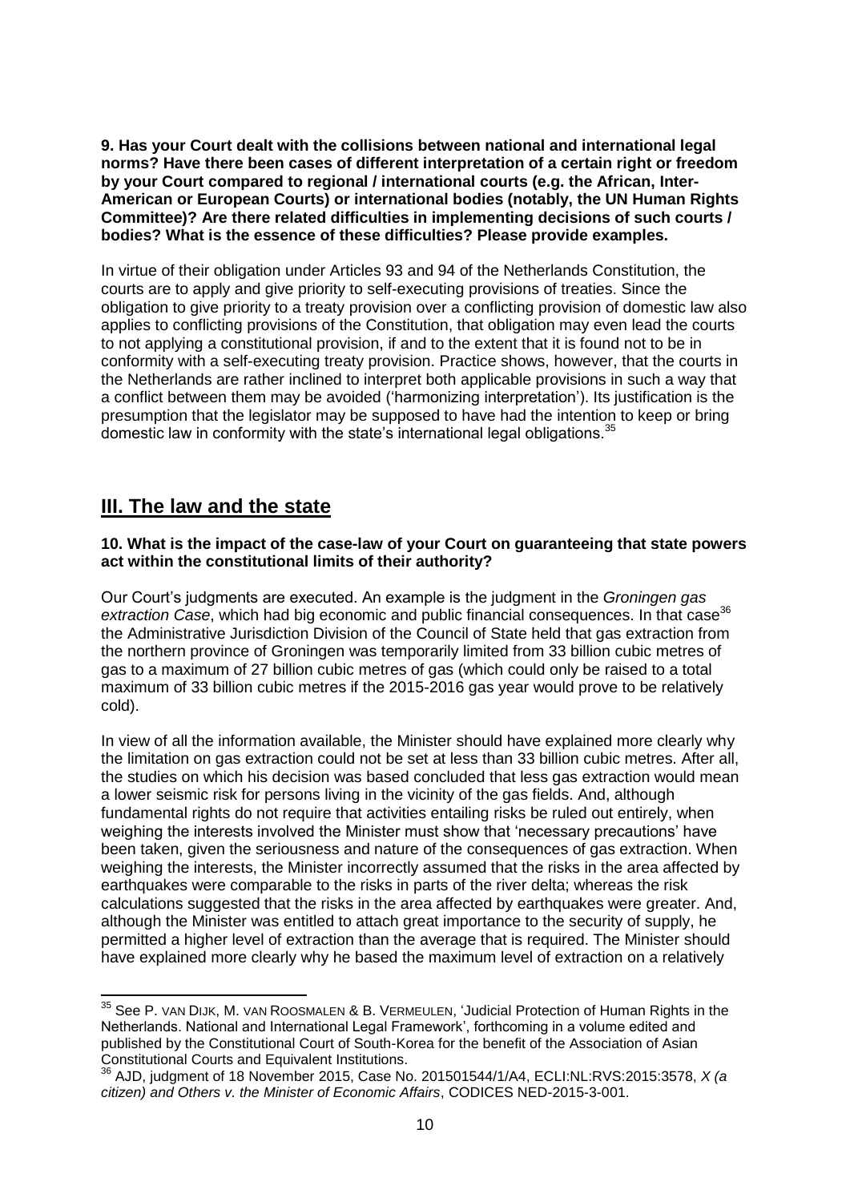**9. Has your Court dealt with the collisions between national and international legal norms? Have there been cases of different interpretation of a certain right or freedom by your Court compared to regional / international courts (e.g. the African, Inter-American or European Courts) or international bodies (notably, the UN Human Rights Committee)? Are there related difficulties in implementing decisions of such courts / bodies? What is the essence of these difficulties? Please provide examples.**

In virtue of their obligation under Articles 93 and 94 of the Netherlands Constitution, the courts are to apply and give priority to self-executing provisions of treaties. Since the obligation to give priority to a treaty provision over a conflicting provision of domestic law also applies to conflicting provisions of the Constitution, that obligation may even lead the courts to not applying a constitutional provision, if and to the extent that it is found not to be in conformity with a self-executing treaty provision. Practice shows, however, that the courts in the Netherlands are rather inclined to interpret both applicable provisions in such a way that a conflict between them may be avoided ('harmonizing interpretation'). Its justification is the presumption that the legislator may be supposed to have had the intention to keep or bring domestic law in conformity with the state's international legal obligations.[35]

## III. The law and the state

**10. What is the impact of the case-law of your Court on guaranteeing that state powers act within the constitutional limits of their authority?**

Our Court's judgments are executed. An example is the judgment in the *Groningen gas extraction Case*, which had big economic and public financial consequences. In that case[36] the Administrative Jurisdiction Division of the Council of State held that gas extraction from the northern province of Groningen was temporarily limited from 33 billion cubic metres of gas to a maximum of 27 billion cubic metres of gas (which could only be raised to a total maximum of 33 billion cubic metres if the 2015-2016 gas year would prove to be relatively cold).

In view of all the information available, the Minister should have explained more clearly why the limitation on gas extraction could not be set at less than 33 billion cubic metres. After all, the studies on which his decision was based concluded that less gas extraction would mean a lower seismic risk for persons living in the vicinity of the gas fields. And, although fundamental rights do not require that activities entailing risks be ruled out entirely, when weighing the interests involved the Minister must show that 'necessary precautions' have been taken, given the seriousness and nature of the consequences of gas extraction. When weighing the interests, the Minister incorrectly assumed that the risks in the area affected by earthquakes were comparable to the risks in parts of the river delta; whereas the risk calculations suggested that the risks in the area affected by earthquakes were greater. And, although the Minister was entitled to attach great importance to the security of supply, he permitted a higher level of extraction than the average that is required. The Minister should have explained more clearly why he based the maximum level of extraction on a relatively

---

[35] See P. VAN DIJK, M. VAN ROOSMALEN & B. VERMEULEN, 'Judicial Protection of Human Rights in the Netherlands. National and International Legal Framework', forthcoming in a volume edited and published by the Constitutional Court of South-Korea for the benefit of the Association of Asian Constitutional Courts and Equivalent Institutions.

[36] AJD, judgment of 18 November 2015, Case No. 201501544/1/A4, ECLI:NL:RVS:2015:3578, *X (a citizen) and Others v. the Minister of Economic Affairs*, CODICES NED-2015-3-001.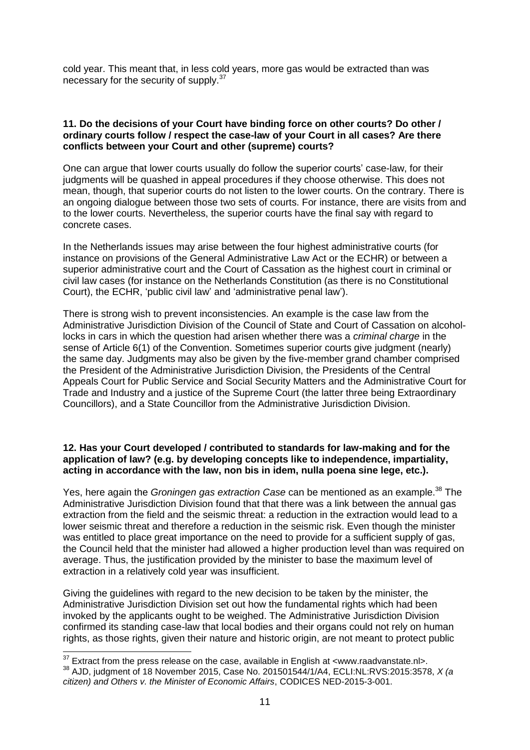cold year. This meant that, in less cold years, more gas would be extracted than was necessary for the security of supply.[37]

**11. Do the decisions of your Court have binding force on other courts? Do other / ordinary courts follow / respect the case-law of your Court in all cases? Are there conflicts between your Court and other (supreme) courts?**

One can argue that lower courts usually do follow the superior courts' case-law, for their judgments will be quashed in appeal procedures if they choose otherwise. This does not mean, though, that superior courts do not listen to the lower courts. On the contrary. There is an ongoing dialogue between those two sets of courts. For instance, there are visits from and to the lower courts. Nevertheless, the superior courts have the final say with regard to concrete cases.

In the Netherlands issues may arise between the four highest administrative courts (for instance on provisions of the General Administrative Law Act or the ECHR) or between a superior administrative court and the Court of Cassation as the highest court in criminal or civil law cases (for instance on the Netherlands Constitution (as there is no Constitutional Court), the ECHR, 'public civil law' and 'administrative penal law').

There is strong wish to prevent inconsistencies. An example is the case law from the Administrative Jurisdiction Division of the Council of State and Court of Cassation on alcohol-locks in cars in which the question had arisen whether there was a *criminal charge* in the sense of Article 6(1) of the Convention. Sometimes superior courts give judgment (nearly) the same day. Judgments may also be given by the five-member grand chamber comprised the President of the Administrative Jurisdiction Division, the Presidents of the Central Appeals Court for Public Service and Social Security Matters and the Administrative Court for Trade and Industry and a justice of the Supreme Court (the latter three being Extraordinary Councillors), and a State Councillor from the Administrative Jurisdiction Division.

**12. Has your Court developed / contributed to standards for law-making and for the application of law? (e.g. by developing concepts like to independence, impartiality, acting in accordance with the law, non bis in idem, nulla poena sine lege, etc.).**

Yes, here again the *Groningen gas extraction Case* can be mentioned as an example.[38] The Administrative Jurisdiction Division found that that there was a link between the annual gas extraction from the field and the seismic threat: a reduction in the extraction would lead to a lower seismic threat and therefore a reduction in the seismic risk. Even though the minister was entitled to place great importance on the need to provide for a sufficient supply of gas, the Council held that the minister had allowed a higher production level than was required on average. Thus, the justification provided by the minister to base the maximum level of extraction in a relatively cold year was insufficient.

Giving the guidelines with regard to the new decision to be taken by the minister, the Administrative Jurisdiction Division set out how the fundamental rights which had been invoked by the applicants ought to be weighed. The Administrative Jurisdiction Division confirmed its standing case-law that local bodies and their organs could not rely on human rights, as those rights, given their nature and historic origin, are not meant to protect public

---

[37] Extract from the press release on the case, available in English at <www.raadvanstate.nl>.

[38] AJD, judgment of 18 November 2015, Case No. 201501544/1/A4, ECLI:NL:RVS:2015:3578, *X (a citizen) and Others v. the Minister of Economic Affairs*, CODICES NED-2015-3-001.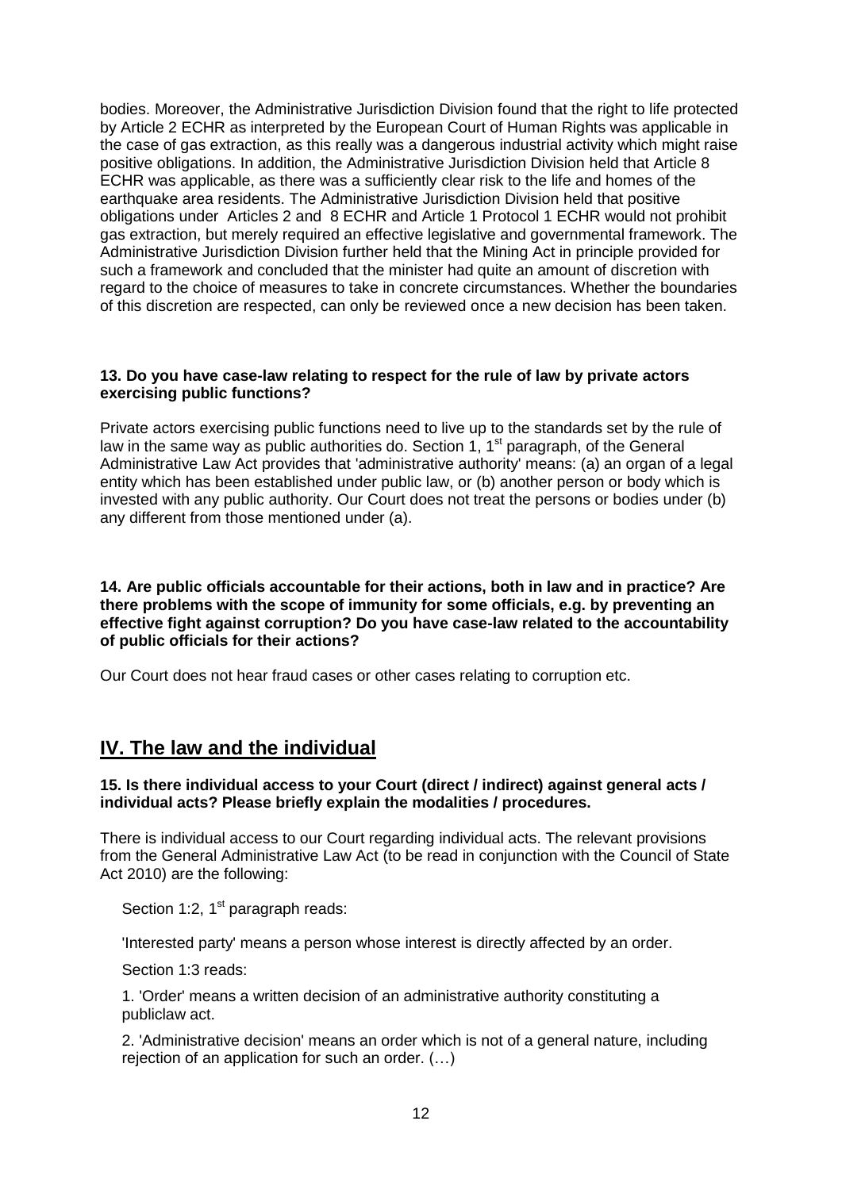bodies. Moreover, the Administrative Jurisdiction Division found that the right to life protected by Article 2 ECHR as interpreted by the European Court of Human Rights was applicable in the case of gas extraction, as this really was a dangerous industrial activity which might raise positive obligations. In addition, the Administrative Jurisdiction Division held that Article 8 ECHR was applicable, as there was a sufficiently clear risk to the life and homes of the earthquake area residents. The Administrative Jurisdiction Division held that positive obligations under Articles 2 and 8 ECHR and Article 1 Protocol 1 ECHR would not prohibit gas extraction, but merely required an effective legislative and governmental framework. The Administrative Jurisdiction Division further held that the Mining Act in principle provided for such a framework and concluded that the minister had quite an amount of discretion with regard to the choice of measures to take in concrete circumstances. Whether the boundaries of this discretion are respected, can only be reviewed once a new decision has been taken.

**13. Do you have case-law relating to respect for the rule of law by private actors exercising public functions?**

Private actors exercising public functions need to live up to the standards set by the rule of law in the same way as public authorities do. Section 1, 1st paragraph, of the General Administrative Law Act provides that 'administrative authority' means: (a) an organ of a legal entity which has been established under public law, or (b) another person or body which is invested with any public authority. Our Court does not treat the persons or bodies under (b) any different from those mentioned under (a).

**14. Are public officials accountable for their actions, both in law and in practice? Are there problems with the scope of immunity for some officials, e.g. by preventing an effective fight against corruption? Do you have case-law related to the accountability of public officials for their actions?**

Our Court does not hear fraud cases or other cases relating to corruption etc.

## IV. The law and the individual

**15. Is there individual access to your Court (direct / indirect) against general acts / individual acts? Please briefly explain the modalities / procedures.**

There is individual access to our Court regarding individual acts. The relevant provisions from the General Administrative Law Act (to be read in conjunction with the Council of State Act 2010) are the following:

Section 1:2, 1st paragraph reads:

'Interested party' means a person whose interest is directly affected by an order.

Section 1:3 reads:

1. 'Order' means a written decision of an administrative authority constituting a publiclaw act.

2. 'Administrative decision' means an order which is not of a general nature, including rejection of an application for such an order. (…)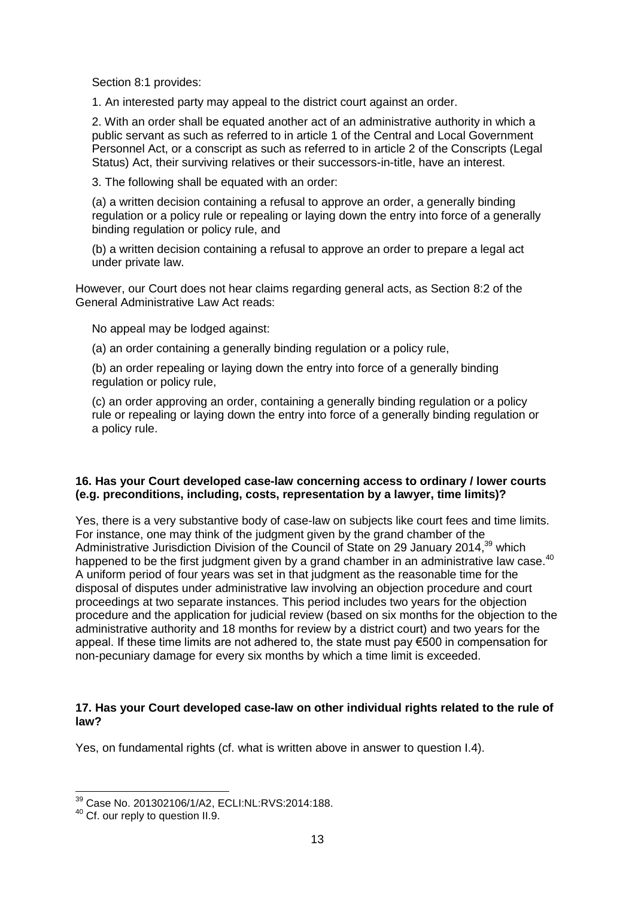Section 8:1 provides:

1. An interested party may appeal to the district court against an order.

2. With an order shall be equated another act of an administrative authority in which a public servant as such as referred to in article 1 of the Central and Local Government Personnel Act, or a conscript as such as referred to in article 2 of the Conscripts (Legal Status) Act, their surviving relatives or their successors-in-title, have an interest.

3. The following shall be equated with an order:

(a) a written decision containing a refusal to approve an order, a generally binding regulation or a policy rule or repealing or laying down the entry into force of a generally binding regulation or policy rule, and

(b) a written decision containing a refusal to approve an order to prepare a legal act under private law.

However, our Court does not hear claims regarding general acts, as Section 8:2 of the General Administrative Law Act reads:

No appeal may be lodged against:

(a) an order containing a generally binding regulation or a policy rule,

(b) an order repealing or laying down the entry into force of a generally binding regulation or policy rule,

(c) an order approving an order, containing a generally binding regulation or a policy rule or repealing or laying down the entry into force of a generally binding regulation or a policy rule.

**16. Has your Court developed case-law concerning access to ordinary / lower courts (e.g. preconditions, including, costs, representation by a lawyer, time limits)?**

Yes, there is a very substantive body of case-law on subjects like court fees and time limits. For instance, one may think of the judgment given by the grand chamber of the Administrative Jurisdiction Division of the Council of State on 29 January 2014,[39] which happened to be the first judgment given by a grand chamber in an administrative law case.[40] A uniform period of four years was set in that judgment as the reasonable time for the disposal of disputes under administrative law involving an objection procedure and court proceedings at two separate instances. This period includes two years for the objection procedure and the application for judicial review (based on six months for the objection to the administrative authority and 18 months for review by a district court) and two years for the appeal. If these time limits are not adhered to, the state must pay €500 in compensation for non-pecuniary damage for every six months by which a time limit is exceeded.

**17. Has your Court developed case-law on other individual rights related to the rule of law?**

Yes, on fundamental rights (cf. what is written above in answer to question I.4).

---

[39] Case No. 201302106/1/A2, ECLI:NL:RVS:2014:188.

[40] Cf. our reply to question II.9.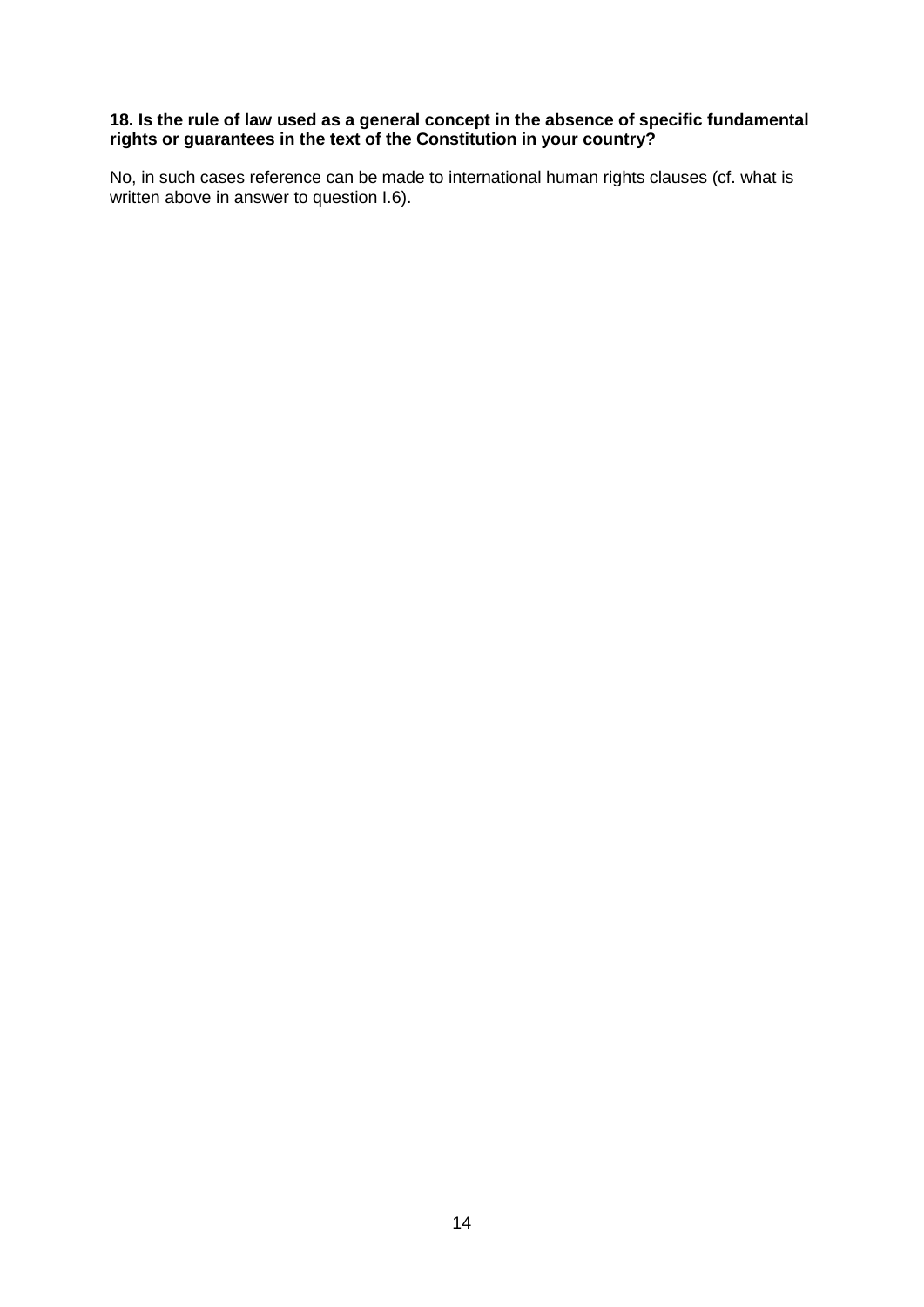**18. Is the rule of law used as a general concept in the absence of specific fundamental rights or guarantees in the text of the Constitution in your country?**

No, in such cases reference can be made to international human rights clauses (cf. what is written above in answer to question I.6).